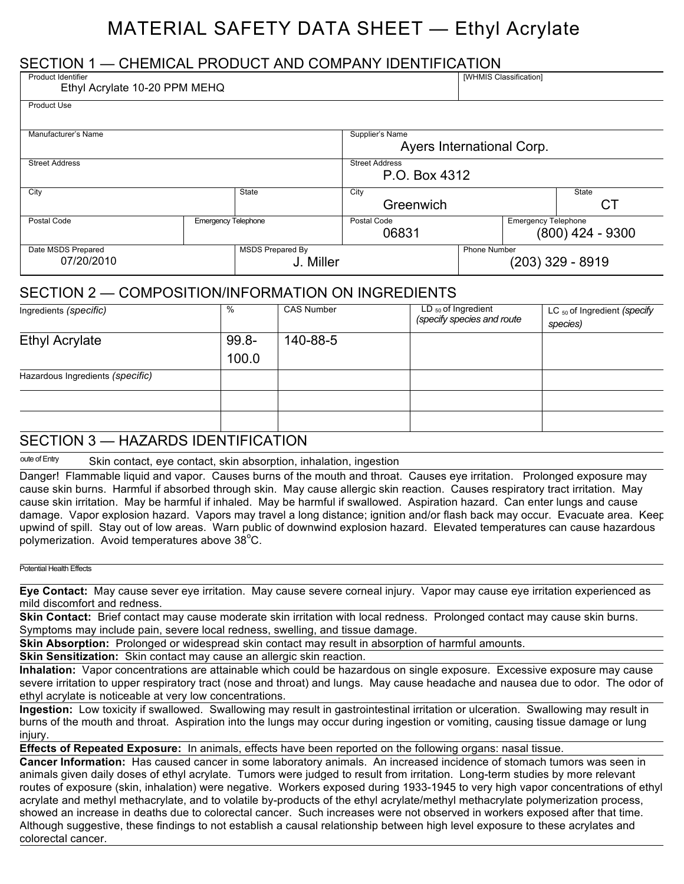# MATERIAL SAFETY DATA SHEET — Ethyl Acrylate

## SECTION 1 — CHEMICAL PRODUCT AND COMPANY IDENTIFICATION

| Field | Value | Field | Value |
|---|---|---|---|
| Product Identifier | Ethyl Acrylate 10-20 PPM MEHQ | [WHMIS Classification] | |
| Product Use | | | |
| Manufacturer's Name | | Supplier's Name | Ayers International Corp. |
| Street Address | | Street Address | P.O. Box 4312 |
| City | | City | Greenwich |
| State | | State | CT |
| Postal Code | | Postal Code | 06831 |
| Emergency Telephone | | Emergency Telephone | (800) 424 - 9300 |
| Date MSDS Prepared | 07/20/2010 | MSDS Prepared By | J. Miller |
| Phone Number | (203) 329 - 8919 | | |

## SECTION 2 — COMPOSITION/INFORMATION ON INGREDIENTS

| Ingredients *(specific)* | % | CAS Number | $LD_{50}$ of Ingredient *(specify species and route* | $LC_{50}$ of Ingredient *(specify species)* |
|---|---|---|---|---|
| Ethyl Acrylate | 99.8-100.0 | 140-88-5 | | |
| Hazardous Ingredients *(specific)* | | | | |
| | | | | |
| | | | | |

## SECTION 3 — HAZARDS IDENTIFICATION

Route of Entry: Skin contact, eye contact, skin absorption, inhalation, ingestion

Danger! Flammable liquid and vapor. Causes burns of the mouth and throat. Causes eye irritation. Prolonged exposure may cause skin burns. Harmful if absorbed through skin. May cause allergic skin reaction. Causes respiratory tract irritation. May cause skin irritation. May be harmful if inhaled. May be harmful if swallowed. Aspiration hazard. Can enter lungs and cause damage. Vapor explosion hazard. Vapors may travel a long distance; ignition and/or flash back may occur. Evacuate area. Keep upwind of spill. Stay out of low areas. Warn public of downwind explosion hazard. Elevated temperatures can cause hazardous polymerization. Avoid temperatures above 38°C.

Potential Health Effects

**Eye Contact:** May cause sever eye irritation. May cause severe corneal injury. Vapor may cause eye irritation experienced as mild discomfort and redness.

**Skin Contact:** Brief contact may cause moderate skin irritation with local redness. Prolonged contact may cause skin burns. Symptoms may include pain, severe local redness, swelling, and tissue damage.

**Skin Absorption:** Prolonged or widespread skin contact may result in absorption of harmful amounts.

**Skin Sensitization:** Skin contact may cause an allergic skin reaction.

**Inhalation:** Vapor concentrations are attainable which could be hazardous on single exposure. Excessive exposure may cause severe irritation to upper respiratory tract (nose and throat) and lungs. May cause headache and nausea due to odor. The odor of ethyl acrylate is noticeable at very low concentrations.

**Ingestion:** Low toxicity if swallowed. Swallowing may result in gastrointestinal irritation or ulceration. Swallowing may result in burns of the mouth and throat. Aspiration into the lungs may occur during ingestion or vomiting, causing tissue damage or lung injury.

**Effects of Repeated Exposure:** In animals, effects have been reported on the following organs: nasal tissue.

**Cancer Information:** Has caused cancer in some laboratory animals. An increased incidence of stomach tumors was seen in animals given daily doses of ethyl acrylate. Tumors were judged to result from irritation. Long-term studies by more relevant routes of exposure (skin, inhalation) were negative. Workers exposed during 1933-1945 to very high vapor concentrations of ethyl acrylate and methyl methacrylate, and to volatile by-products of the ethyl acrylate/methyl methacrylate polymerization process, showed an increase in deaths due to colorectal cancer. Such increases were not observed in workers exposed after that time. Although suggestive, these findings to not establish a causal relationship between high level exposure to these acrylates and colorectal cancer.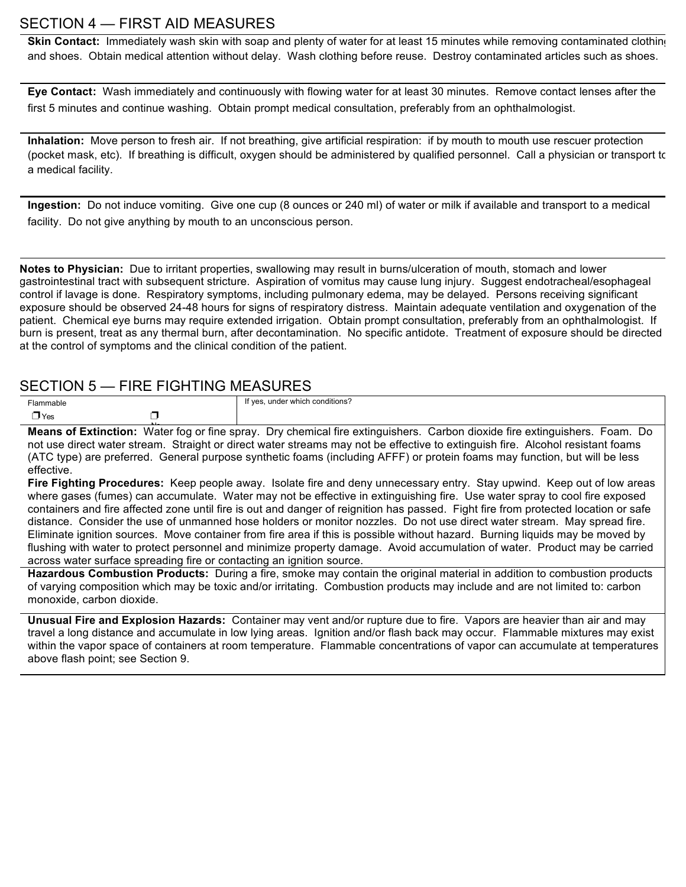## SECTION 4 — FIRST AID MEASURES

**Skin Contact:** Immediately wash skin with soap and plenty of water for at least 15 minutes while removing contaminated clothing and shoes. Obtain medical attention without delay. Wash clothing before reuse. Destroy contaminated articles such as shoes.

**Eye Contact:** Wash immediately and continuously with flowing water for at least 30 minutes. Remove contact lenses after the first 5 minutes and continue washing. Obtain prompt medical consultation, preferably from an ophthalmologist.

**Inhalation:** Move person to fresh air. If not breathing, give artificial respiration: if by mouth to mouth use rescuer protection (pocket mask, etc). If breathing is difficult, oxygen should be administered by qualified personnel. Call a physician or transport to a medical facility.

**Ingestion:** Do not induce vomiting. Give one cup (8 ounces or 240 ml) of water or milk if available and transport to a medical facility. Do not give anything by mouth to an unconscious person.

**Notes to Physician:** Due to irritant properties, swallowing may result in burns/ulceration of mouth, stomach and lower gastrointestinal tract with subsequent stricture. Aspiration of vomitus may cause lung injury. Suggest endotracheal/esophageal control if lavage is done. Respiratory symptoms, including pulmonary edema, may be delayed. Persons receiving significant exposure should be observed 24-48 hours for signs of respiratory distress. Maintain adequate ventilation and oxygenation of the patient. Chemical eye burns may require extended irrigation. Obtain prompt consultation, preferably from an ophthalmologist. If burn is present, treat as any thermal burn, after decontamination. No specific antidote. Treatment of exposure should be directed at the control of symptoms and the clinical condition of the patient.

## SECTION 5 — FIRE FIGHTING MEATURES

| Flammable | | If yes, under which conditions? |
|---|---|---|
| ❒ Yes | ❒ No | |

**Means of Extinction:** Water fog or fine spray. Dry chemical fire extinguishers. Carbon dioxide fire extinguishers. Foam. Do not use direct water stream. Straight or direct water streams may not be effective to extinguish fire. Alcohol resistant foams (ATC type) are preferred. General purpose synthetic foams (including AFFF) or protein foams may function, but will be less effective.

**Fire Fighting Procedures:** Keep people away. Isolate fire and deny unnecessary entry. Stay upwind. Keep out of low areas where gases (fumes) can accumulate. Water may not be effective in extinguishing fire. Use water spray to cool fire exposed containers and fire affected zone until fire is out and danger of reignition has passed. Fight fire from protected location or safe distance. Consider the use of unmanned hose holders or monitor nozzles. Do not use direct water stream. May spread fire. Eliminate ignition sources. Move container from fire area if this is possible without hazard. Burning liquids may be moved by flushing with water to protect personnel and minimize property damage. Avoid accumulation of water. Product may be carried across water surface spreading fire or contacting an ignition source.

**Hazardous Combustion Products:** During a fire, smoke may contain the original material in addition to combustion products of varying composition which may be toxic and/or irritating. Combustion products may include and are not limited to: carbon monoxide, carbon dioxide.

**Unusual Fire and Explosion Hazards:** Container may vent and/or rupture due to fire. Vapors are heavier than air and may travel a long distance and accumulate in low lying areas. Ignition and/or flash back may occur. Flammable mixtures may exist within the vapor space of containers at room temperature. Flammable concentrations of vapor can accumulate at temperatures above flash point; see Section 9.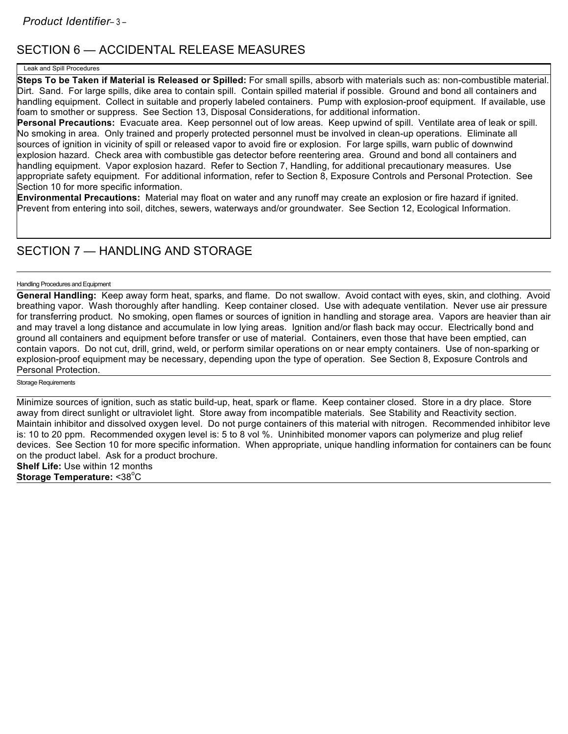## SECTION 6 — ACCIDENTAL RELEASE MEASURES

Leak and Spill Procedures

**Steps To be Taken if Material is Released or Spilled:** For small spills, absorb with materials such as: non-combustible material. Dirt. Sand. For large spills, dike area to contain spill. Contain spilled material if possible. Ground and bond all containers and handling equipment. Collect in suitable and properly labeled containers. Pump with explosion-proof equipment. If available, use foam to smother or suppress. See Section 13, Disposal Considerations, for additional information.

**Personal Precautions:** Evacuate area. Keep personnel out of low areas. Keep upwind of spill. Ventilate area of leak or spill. No smoking in area. Only trained and properly protected personnel must be involved in clean-up operations. Eliminate all sources of ignition in vicinity of spill or released vapor to avoid fire or explosion. For large spills, warn public of downwind explosion hazard. Check area with combustible gas detector before reentering area. Ground and bond all containers and handling equipment. Vapor explosion hazard. Refer to Section 7, Handling, for additional precautionary measures. Use appropriate safety equipment. For additional information, refer to Section 8, Exposure Controls and Personal Protection. See Section 10 for more specific information.

**Environmental Precautions:** Material may float on water and any runoff may create an explosion or fire hazard if ignited. Prevent from entering into soil, ditches, sewers, waterways and/or groundwater. See Section 12, Ecological Information.

## SECTION 7 — HANDLING AND STORAGE

Handling Procedures and Equipment

**General Handling:** Keep away form heat, sparks, and flame. Do not swallow. Avoid contact with eyes, skin, and clothing. Avoid breathing vapor. Wash thoroughly after handling. Keep container closed. Use with adequate ventilation. Never use air pressure for transferring product. No smoking, open flames or sources of ignition in handling and storage area. Vapors are heavier than air and may travel a long distance and accumulate in low lying areas. Ignition and/or flash back may occur. Electrically bond and ground all containers and equipment before transfer or use of material. Containers, even those that have been emptied, can contain vapors. Do not cut, drill, grind, weld, or perform similar operations on or near empty containers. Use of non-sparking or explosion-proof equipment may be necessary, depending upon the type of operation. See Section 8, Exposure Controls and Personal Protection.

Storage Requirements

Minimize sources of ignition, such as static build-up, heat, spark or flame. Keep container closed. Store in a dry place. Store away from direct sunlight or ultraviolet light. Store away from incompatible materials. See Stability and Reactivity section. Maintain inhibitor and dissolved oxygen level. Do not purge containers of this material with nitrogen. Recommended inhibitor level is: 10 to 20 ppm. Recommended oxygen level is: 5 to 8 vol %. Uninhibited monomer vapors can polymerize and plug relief devices. See Section 10 for more specific information. When appropriate, unique handling information for containers can be found on the product label. Ask for a product brochure.

**Shelf Life:** Use within 12 months

**Storage Temperature:** <38°C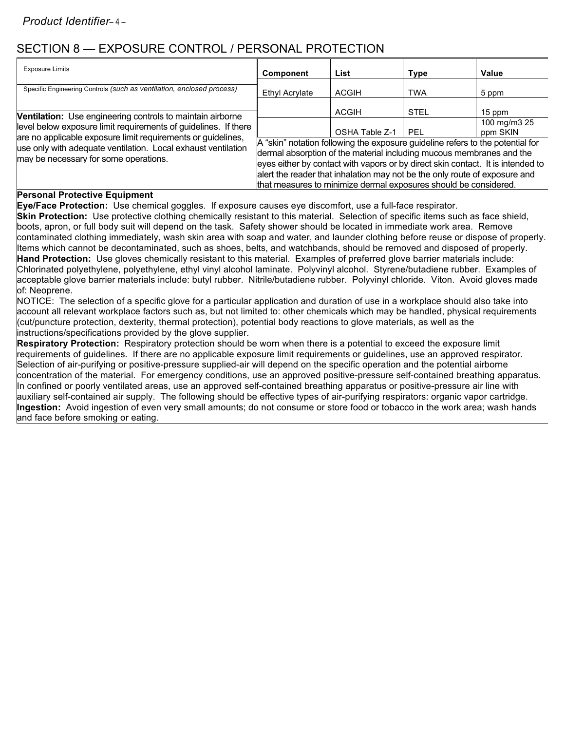## SECTION 8 — EXPOSURE CONTROL / PERSONAL PROTECTION

Exposure Limits

| Component | List | Type | Value |
|---|---|---|---|
| Ethyl Acrylate | ACGIH | TWA | 5 ppm |
| | ACGIH | STEL | 15 ppm |
| | OSHA Table Z-1 | PEL | 100 mg/m3 25 ppm SKIN |

A "skin" notation following the exposure guideline refers to the potential for dermal absorption of the material including mucous membranes and the eyes either by contact with vapors or by direct skin contact. It is intended to alert the reader that inhalation may not be the only route of exposure and that measures to minimize dermal exposures should be considered.

Specific Engineering Controls *(such as ventilation, enclosed process)*

**Ventilation:** Use engineering controls to maintain airborne level below exposure limit requirements of guidelines. If there are no applicable exposure limit requirements or guidelines, use only with adequate ventilation. Local exhaust ventilation may be necessary for some operations.

**Personal Protective Equipment**

**Eye/Face Protection:** Use chemical goggles. If exposure causes eye discomfort, use a full-face respirator.

**Skin Protection:** Use protective clothing chemically resistant to this material. Selection of specific items such as face shield, boots, apron, or full body suit will depend on the task. Safety shower should be located in immediate work area. Remove contaminated clothing immediately, wash skin area with soap and water, and launder clothing before reuse or dispose of properly. Items which cannot be decontaminated, such as shoes, belts, and watchbands, should be removed and disposed of properly.

**Hand Protection:** Use gloves chemically resistant to this material. Examples of preferred glove barrier materials include: Chlorinated polyethylene, polyethylene, ethyl vinyl alcohol laminate. Polyvinyl alcohol. Styrene/butadiene rubber. Examples of acceptable glove barrier materials include: butyl rubber. Nitrile/butadiene rubber. Polyvinyl chloride. Viton. Avoid gloves made of: Neoprene.

NOTICE: The selection of a specific glove for a particular application and duration of use in a workplace should also take into account all relevant workplace factors such as, but not limited to: other chemicals which may be handled, physical requirements (cut/puncture protection, dexterity, thermal protection), potential body reactions to glove materials, as well as the instructions/specifications provided by the glove supplier.

**Respiratory Protection:** Respiratory protection should be worn when there is a potential to exceed the exposure limit requirements of guidelines. If there are no applicable exposure limit requirements or guidelines, use an approved respirator. Selection of air-purifying or positive-pressure supplied-air will depend on the specific operation and the potential airborne concentration of the material. For emergency conditions, use an approved positive-pressure self-contained breathing apparatus. In confined or poorly ventilated areas, use an approved self-contained breathing apparatus or positive-pressure air line with auxiliary self-contained air supply. The following should be effective types of air-purifying respirators: organic vapor cartridge.

**Ingestion:** Avoid ingestion of even very small amounts; do not consume or store food or tobacco in the work area; wash hands and face before smoking or eating.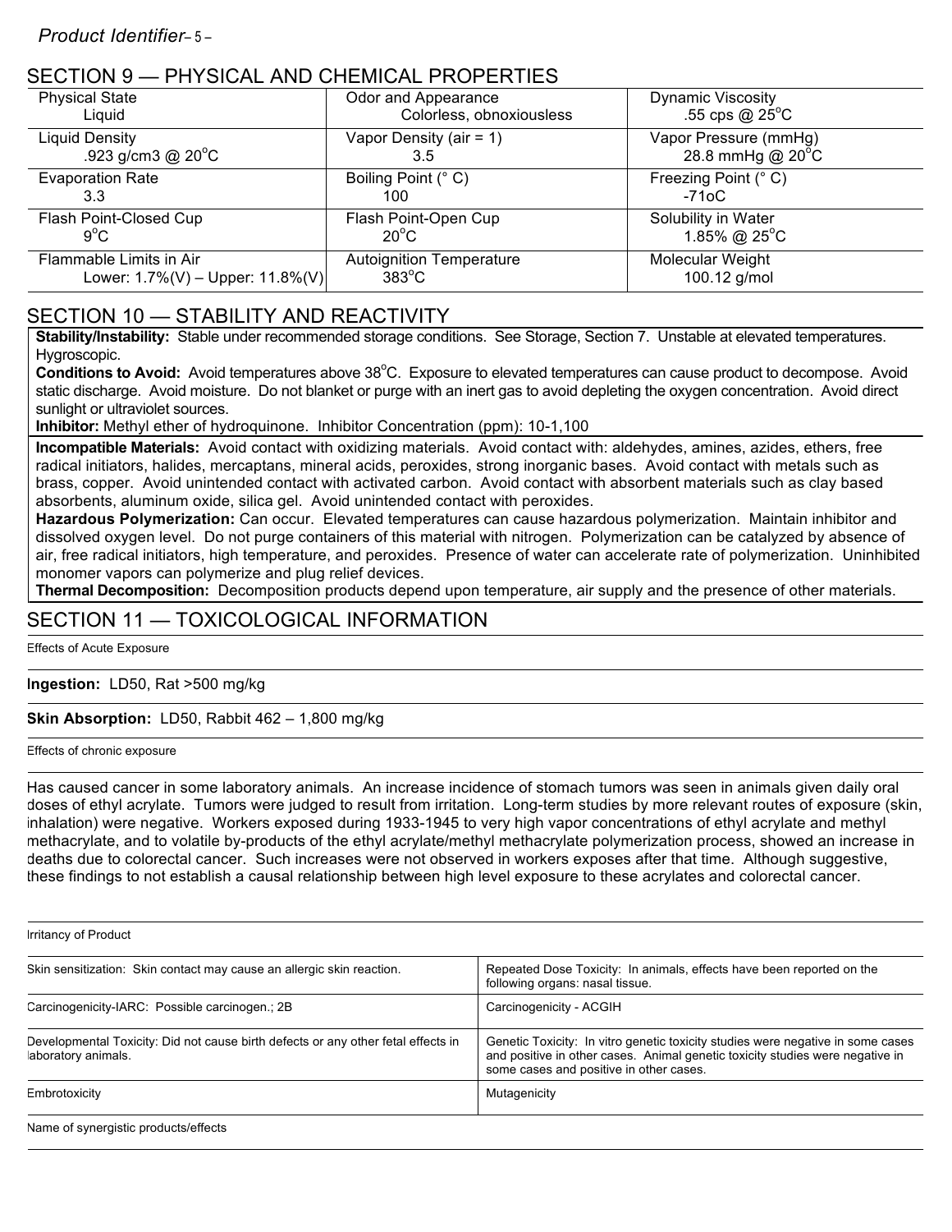## SECTION 9 — PHYSICAL AND CHEMICAL PROPERTIES

| Physical State | Odor and Appearance | Dynamic Viscosity |
|---|---|---|
| Liquid | Colorless, obnoxiousless | .55 cps @ 25°C |
| **Liquid Density** | **Vapor Density (air = 1)** | **Vapor Pressure (mmHg)** |
| .923 g/cm3 @ 20°C | 3.5 | 28.8 mmHg @ 20°C |
| **Evaporation Rate** | **Boiling Point (° C)** | **Freezing Point (° C)** |
| 3.3 | 100 | -71oC |
| **Flash Point-Closed Cup** | **Flash Point-Open Cup** | **Solubility in Water** |
| 9°C | 20°C | 1.85% @ 25°C |
| **Flammable Limits in Air** | **Autoignition Temperature** | **Molecular Weight** |
| Lower: 1.7%(V) – Upper: 11.8%(V) | 383°C | 100.12 g/mol |

## SECTION 10 — STABILITY AND REACTIVITY

**Stability/Instability:** Stable under recommended storage conditions. See Storage, Section 7. Unstable at elevated temperatures. Hygroscopic.

**Conditions to Avoid:** Avoid temperatures above 38°C. Exposure to elevated temperatures can cause product to decompose. Avoid static discharge. Avoid moisture. Do not blanket or purge with an inert gas to avoid depleting the oxygen concentration. Avoid direct sunlight or ultraviolet sources.

**Inhibitor:** Methyl ether of hydroquinone. Inhibitor Concentration (ppm): 10-1,100

**Incompatible Materials:** Avoid contact with oxidizing materials. Avoid contact with: aldehydes, amines, azides, ethers, free radical initiators, halides, mercaptans, mineral acids, peroxides, strong inorganic bases. Avoid contact with metals such as brass, copper. Avoid unintended contact with activated carbon. Avoid contact with absorbent materials such as clay based absorbents, aluminum oxide, silica gel. Avoid unintended contact with peroxides.

**Hazardous Polymerization:** Can occur. Elevated temperatures can cause hazardous polymerization. Maintain inhibitor and dissolved oxygen level. Do not purge containers of this material with nitrogen. Polymerization can be catalyzed by absence of air, free radical initiators, high temperature, and peroxides. Presence of water can accelerate rate of polymerization. Uninhibited monomer vapors can polymerize and plug relief devices.

**Thermal Decomposition:** Decomposition products depend upon temperature, air supply and the presence of other materials.

## SECTION 11 — TOXICOLOGICAL INFORMATION

Effects of Acute Exposure

**Ingestion:** LD50, Rat >500 mg/kg

**Skin Absorption:** LD50, Rabbit 462 – 1,800 mg/kg

Effects of chronic exposure

Has caused cancer in some laboratory animals. An increase incidence of stomach tumors was seen in animals given daily oral doses of ethyl acrylate. Tumors were judged to result from irritation. Long-term studies by more relevant routes of exposure (skin, inhalation) were negative. Workers exposed during 1933-1945 to very high vapor concentrations of ethyl acrylate and methyl methacrylate, and to volatile by-products of the ethyl acrylate/methyl methacrylate polymerization process, showed an increase in deaths due to colorectal cancer. Such increases were not observed in workers exposes after that time. Although suggestive, these findings to not establish a causal relationship between high level exposure to these acrylates and colorectal cancer.

Irritancy of Product

| | |
|---|---|
| Skin sensitization: Skin contact may cause an allergic skin reaction. | Repeated Dose Toxicity: In animals, effects have been reported on the following organs: nasal tissue. |
| Carcinogenicity-IARC: Possible carcinogen.; 2B | Carcinogenicity - ACGIH |
| Developmental Toxicity: Did not cause birth defects or any other fetal effects in laboratory animals. | Genetic Toxicity: In vitro genetic toxicity studies were negative in some cases and positive in other cases. Animal genetic toxicity studies were negative in some cases and positive in other cases. |
| Embrotoxicity | Mutagenicity |

Name of synergistic products/effects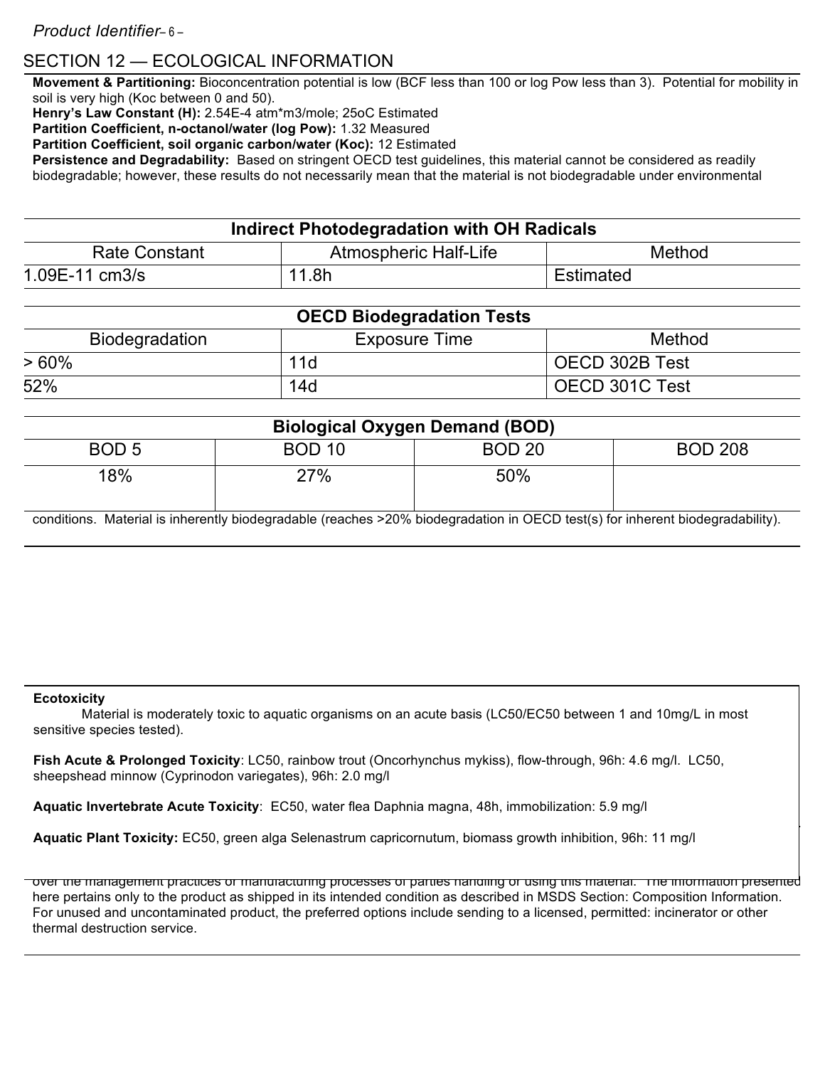## SECTION 12 — ECOLOGICAL INFORMATION

**Movement & Partitioning:** Bioconcentration potential is low (BCF less than 100 or log Pow less than 3). Potential for mobility in soil is very high (Koc between 0 and 50).
**Henry's Law Constant (H):** 2.54E-4 atm*m3/mole; 25oC Estimated
**Partition Coefficient, n-octanol/water (log Pow):** 1.32 Measured
**Partition Coefficient, soil organic carbon/water (Koc):** 12 Estimated
**Persistence and Degradability:** Based on stringent OECD test guidelines, this material cannot be considered as readily biodegradable; however, these results do not necessarily mean that the material is not biodegradable under environmental

**Indirect Photodegradation with OH Radicals**

| Rate Constant | Atmospheric Half-Life | Method |
|---|---|---|
| 1.09E-11 cm3/s | 11.8h | Estimated |

**OECD Biodegradation Tests**

| Biodegradation | Exposure Time | Method |
|---|---|---|
| > 60% | 11d | OECD 302B Test |
| 52% | 14d | OECD 301C Test |

**Biological Oxygen Demand (BOD)**

| BOD 5 | BOD 10 | BOD 20 | BOD 208 |
|---|---|---|---|
| 18% | 27% | 50% | |

conditions. Material is inherently biodegradable (reaches >20% biodegradation in OECD test(s) for inherent biodegradability).

**Ecotoxicity**

Material is moderately toxic to aquatic organisms on an acute basis (LC50/EC50 between 1 and 10mg/L in most sensitive species tested).

**Fish Acute & Prolonged Toxicity**: LC50, rainbow trout (Oncorhynchus mykiss), flow-through, 96h: 4.6 mg/l. LC50, sheepshead minnow (Cyprinodon variegates), 96h: 2.0 mg/l

**Aquatic Invertebrate Acute Toxicity**: EC50, water flea Daphnia magna, 48h, immobilization: 5.9 mg/l

**Aquatic Plant Toxicity:** EC50, green alga Selenastrum capricornutum, biomass growth inhibition, 96h: 11 mg/l

over the management practices or manufacturing processes of parties handling or using this material. The information presented here pertains only to the product as shipped in its intended condition as described in MSDS Section: Composition Information. For unused and uncontaminated product, the preferred options include sending to a licensed, permitted: incinerator or other thermal destruction service.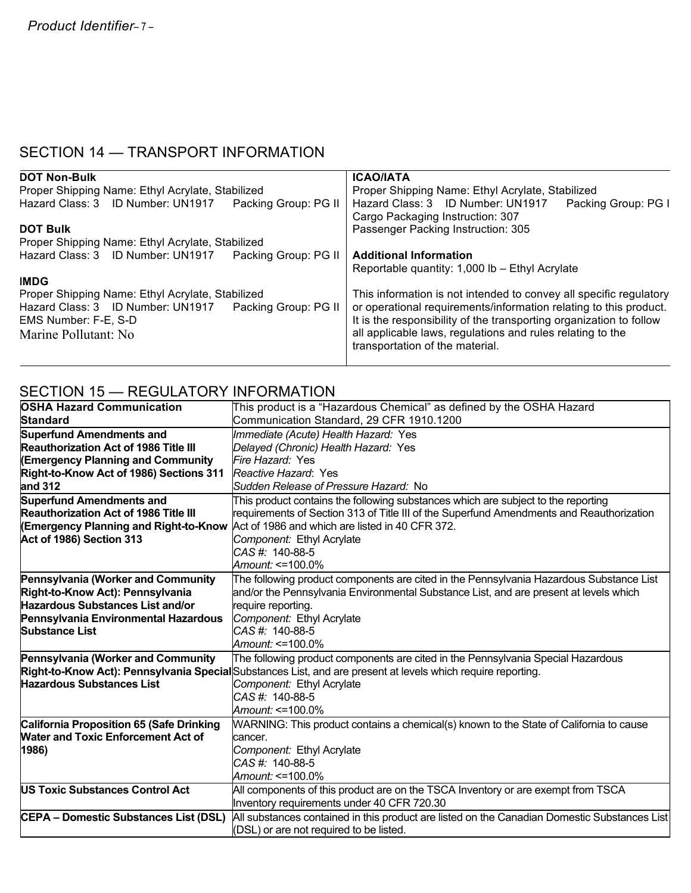## SECTION 14 — TRANSPORT INFORMATION

**DOT Non-Bulk**
Proper Shipping Name: Ethyl Acrylate, Stabilized
Hazard Class: 3 ID Number: UN1917 Packing Group: PG II

**DOT Bulk**
Proper Shipping Name: Ethyl Acrylate, Stabilized
Hazard Class: 3 ID Number: UN1917 Packing Group: PG II

**IMDG**
Proper Shipping Name: Ethyl Acrylate, Stabilized
Hazard Class: 3 ID Number: UN1917 Packing Group: PG II
EMS Number: F-E, S-D
Marine Pollutant: No

**ICAO/IATA**
Proper Shipping Name: Ethyl Acrylate, Stabilized
Hazard Class: 3 ID Number: UN1917 Packing Group: PG I
Cargo Packaging Instruction: 307
Passenger Packing Instruction: 305

**Additional Information**
Reportable quantity: 1,000 lb – Ethyl Acrylate

This information is not intended to convey all specific regulatory or operational requirements/information relating to this product. It is the responsibility of the transporting organization to follow all applicable laws, regulations and rules relating to the transportation of the material.

## SECTION 15 — REGULATORY INFORMATION

| | |
|---|---|
| **OSHA Hazard Communication Standard** | This product is a "Hazardous Chemical" as defined by the OSHA Hazard Communication Standard, 29 CFR 1910.1200 |
| **Superfund Amendments and Reauthorization Act of 1986 Title III (Emergency Planning and Community Right-to-Know Act of 1986) Sections 311 and 312** | *Immediate (Acute) Health Hazard:* Yes<br>*Delayed (Chronic) Health Hazard:* Yes<br>*Fire Hazard:* Yes<br>*Reactive Hazard*: Yes<br>*Sudden Release of Pressure Hazard:* No |
| **Superfund Amendments and Reauthorization Act of 1986 Title III (Emergency Planning and Right-to-Know Act of 1986) Section 313** | This product contains the following substances which are subject to the reporting requirements of Section 313 of Title III of the Superfund Amendments and Reauthorization Act of 1986 and which are listed in 40 CFR 372.<br>*Component:* Ethyl Acrylate<br>*CAS #:* 140-88-5<br>*Amount:* <=100.0% |
| **Pennsylvania (Worker and Community Right-to-Know Act): Pennsylvania Hazardous Substances List and/or Pennsylvania Environmental Hazardous Substance List** | The following product components are cited in the Pennsylvania Hazardous Substance List and/or the Pennsylvania Environmental Substance List, and are present at levels which require reporting.<br>*Component:* Ethyl Acrylate<br>*CAS #:* 140-88-5<br>*Amount:* <=100.0% |
| **Pennsylvania (Worker and Community Right-to-Know Act): Pennsylvania Special Hazardous Substances List** | The following product components are cited in the Pennsylvania Special Hazardous Substances List, and are present at levels which require reporting.<br>*Component:* Ethyl Acrylate<br>*CAS #:* 140-88-5<br>*Amount:* <=100.0% |
| **California Proposition 65 (Safe Drinking Water and Toxic Enforcement Act of 1986)** | WARNING: This product contains a chemical(s) known to the State of California to cause cancer.<br>*Component:* Ethyl Acrylate<br>*CAS #:* 140-88-5<br>*Amount:* <=100.0% |
| **US Toxic Substances Control Act** | All components of this product are on the TSCA Inventory or are exempt from TSCA Inventory requirements under 40 CFR 720.30 |
| **CEPA – Domestic Substances List (DSL)** | All substances contained in this product are listed on the Canadian Domestic Substances List (DSL) or are not required to be listed. |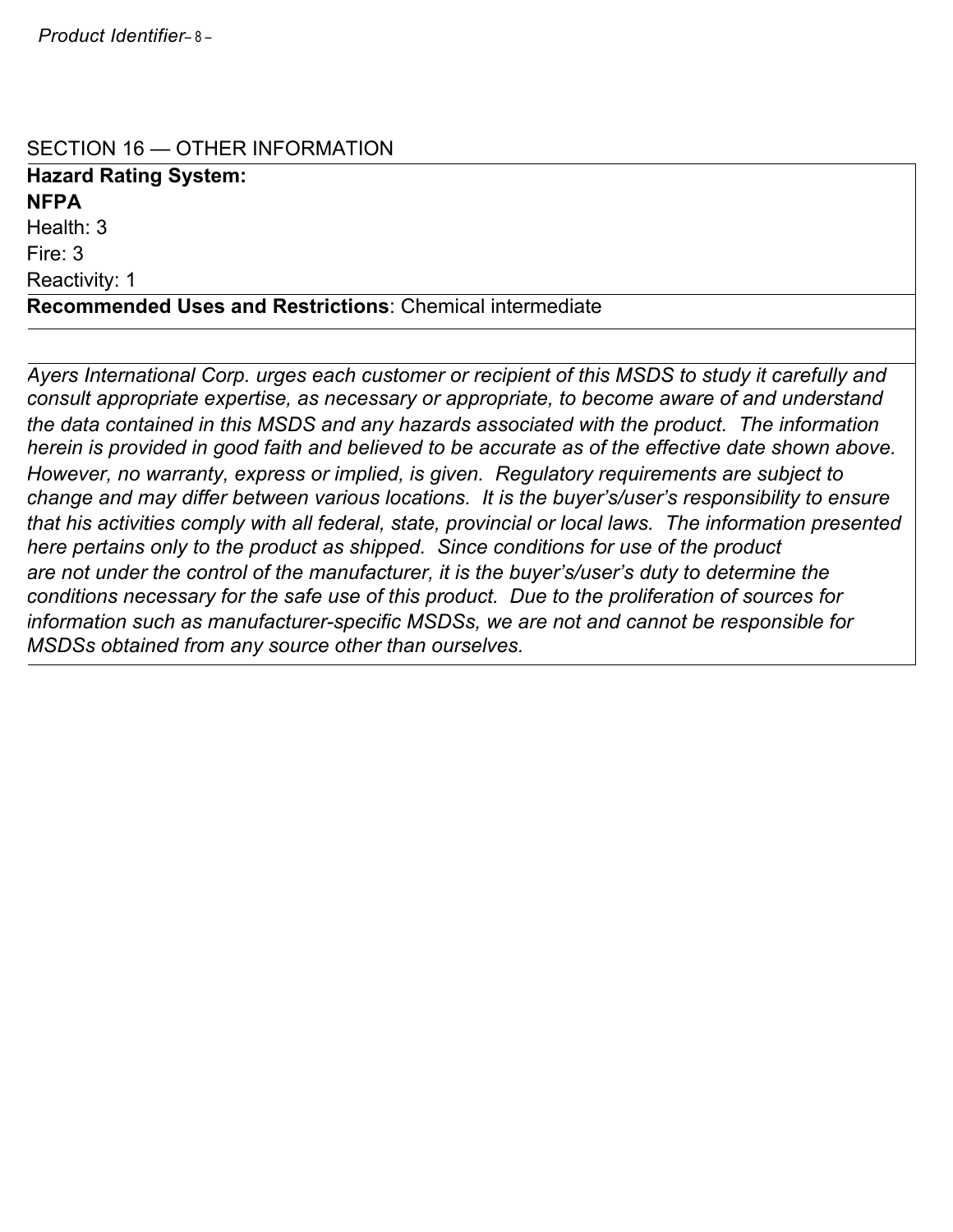## SECTION 16 — OTHER INFORMATION

**Hazard Rating System:**

**NFPA**

Health: 3

Fire: 3

Reactivity: 1

**Recommended Uses and Restrictions**: Chemical intermediate

*Ayers International Corp. urges each customer or recipient of this MSDS to study it carefully and consult appropriate expertise, as necessary or appropriate, to become aware of and understand the data contained in this MSDS and any hazards associated with the product. The information herein is provided in good faith and believed to be accurate as of the effective date shown above. However, no warranty, express or implied, is given. Regulatory requirements are subject to change and may differ between various locations. It is the buyer's/user's responsibility to ensure that his activities comply with all federal, state, provincial or local laws. The information presented here pertains only to the product as shipped. Since conditions for use of the product are not under the control of the manufacturer, it is the buyer's/user's duty to determine the conditions necessary for the safe use of this product. Due to the proliferation of sources for information such as manufacturer-specific MSDSs, we are not and cannot be responsible for MSDSs obtained from any source other than ourselves.*